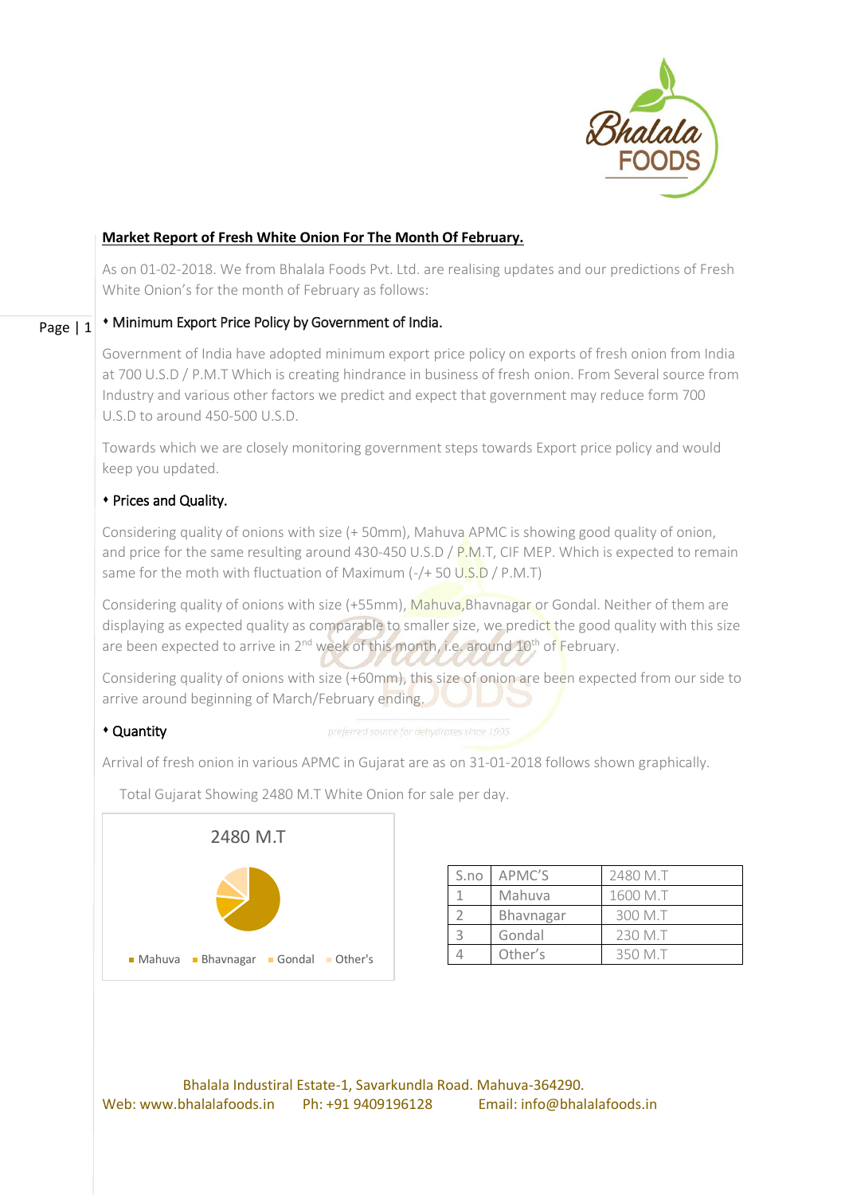## Market Report of Fresh White Onion For The Month Of February.

As on 01-02-2018. We from Bhalala Foods Pvt. Ltd. are realising updates and our predictions of Fresh White Onion's for the month of February as follows:

### Minimum Export Price Policy by Government of India.

Government of India have adopted minimum export price policy on exports of fresh onion from India at 700 U.S.D / P.M.T Which is creating hindrance in business of fresh onion. From Several source from Industry and various other factors we predict and expect that government may reduce form 700 U.S.D to around 450-500 U.S.D.

Towards which we are closely monitoring government steps towards Export price policy and would keep you updated.

### Prices and Quality.

Considering quality of onions with size (+ 50mm), Mahuva APMC is showing good quality of onion, and price for the same resulting around 430-450 U.S.D / P.M.T, CIF MEP. Which is expected to remain same for the moth with fluctuation of Maximum (-/+ 50 U.S.D / P.M.T)

Considering quality of onions with size (+55mm), Mahuva,Bhavnagar or Gondal. Neither of them are displaying as expected quality as comparable to smaller size, we predict the good quality with this size are been expected to arrive in 2nd week of this month, i.e. around 10th of February.

Considering quality of onions with size (+60mm), this size of onion are been expected from our side to arrive around beginning of March/February ending.

### Quantity

Arrival of fresh onion in various APMC in Gujarat are as on 31-01-2018 follows shown graphically.

Total Gujarat Showing 2480 M.T White Onion for sale per day.

2480 M.T

Mahuva · Bhavnagar · Gondal · Other's

| S.no | APMC'S | 2480 M.T |
|---|---|---|
| 1 | Mahuva | 1600 M.T |
| 2 | Bhavnagar | 300 M.T |
| 3 | Gondal | 230 M.T |
| 4 | Other's | 350 M.T |

Bhalala Industiral Estate-1, Savarkundla Road. Mahuva-364290.
Web: www.bhalalafoods.in Ph: +91 9409196128 Email: info@bhalalafoods.in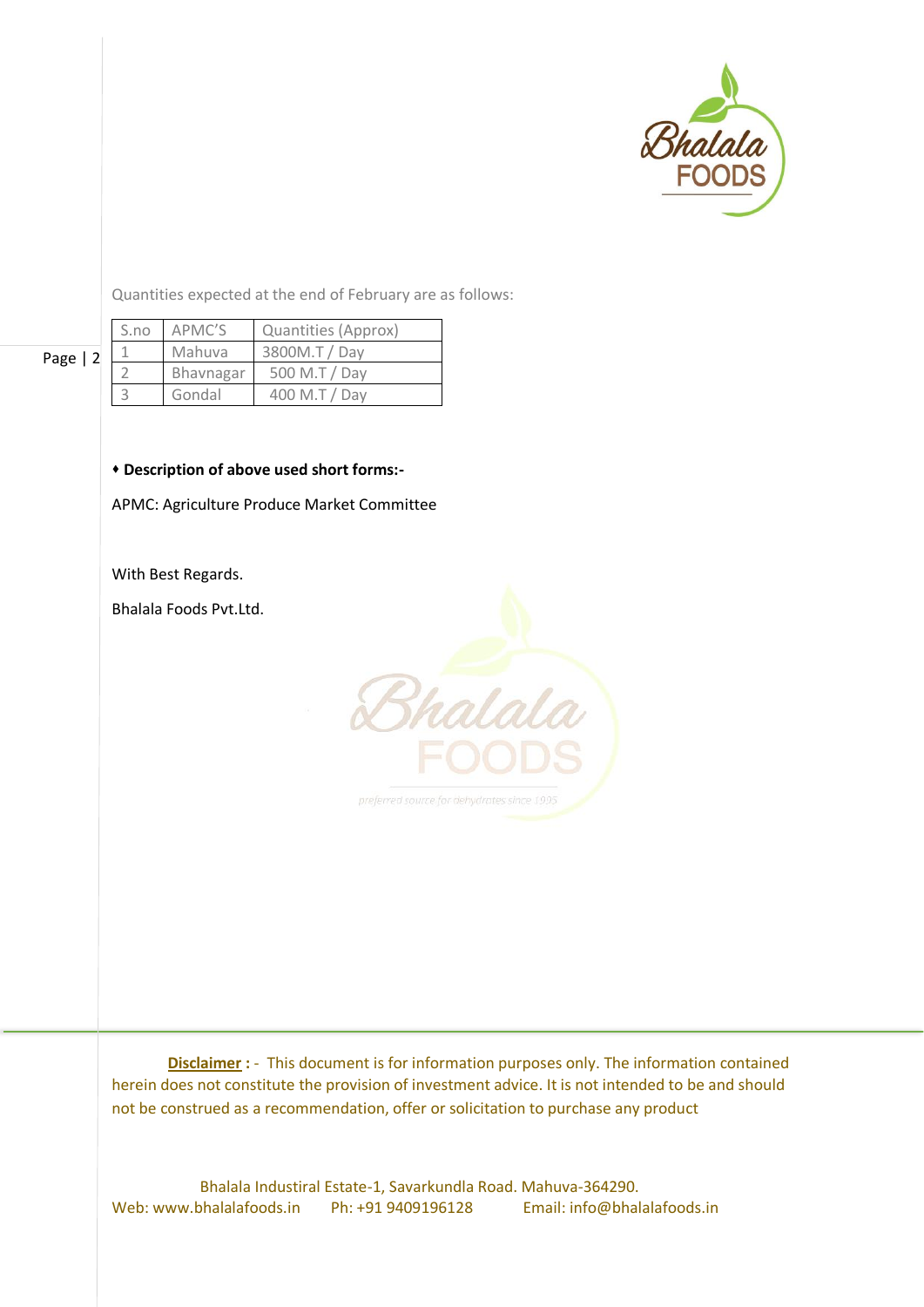Quantities expected at the end of February are as follows:

| S.no | APMC'S | Quantities (Approx) |
|---|---|---|
| 1 | Mahuva | 3800M.T / Day |
| 2 | Bhavnagar | 500 M.T / Day |
| 3 | Gondal | 400 M.T / Day |

- **Description of above used short forms:-**

APMC: Agriculture Produce Market Committee

With Best Regards.

Bhalala Foods Pvt.Ltd.

**Disclaimer** : - This document is for information purposes only. The information contained herein does not constitute the provision of investment advice. It is not intended to be and should not be construed as a recommendation, offer or solicitation to purchase any product

Bhalala Industiral Estate-1, Savarkundla Road. Mahuva-364290.
Web: www.bhalalafoods.in Ph: +91 9409196128 Email: info@bhalalafoods.in